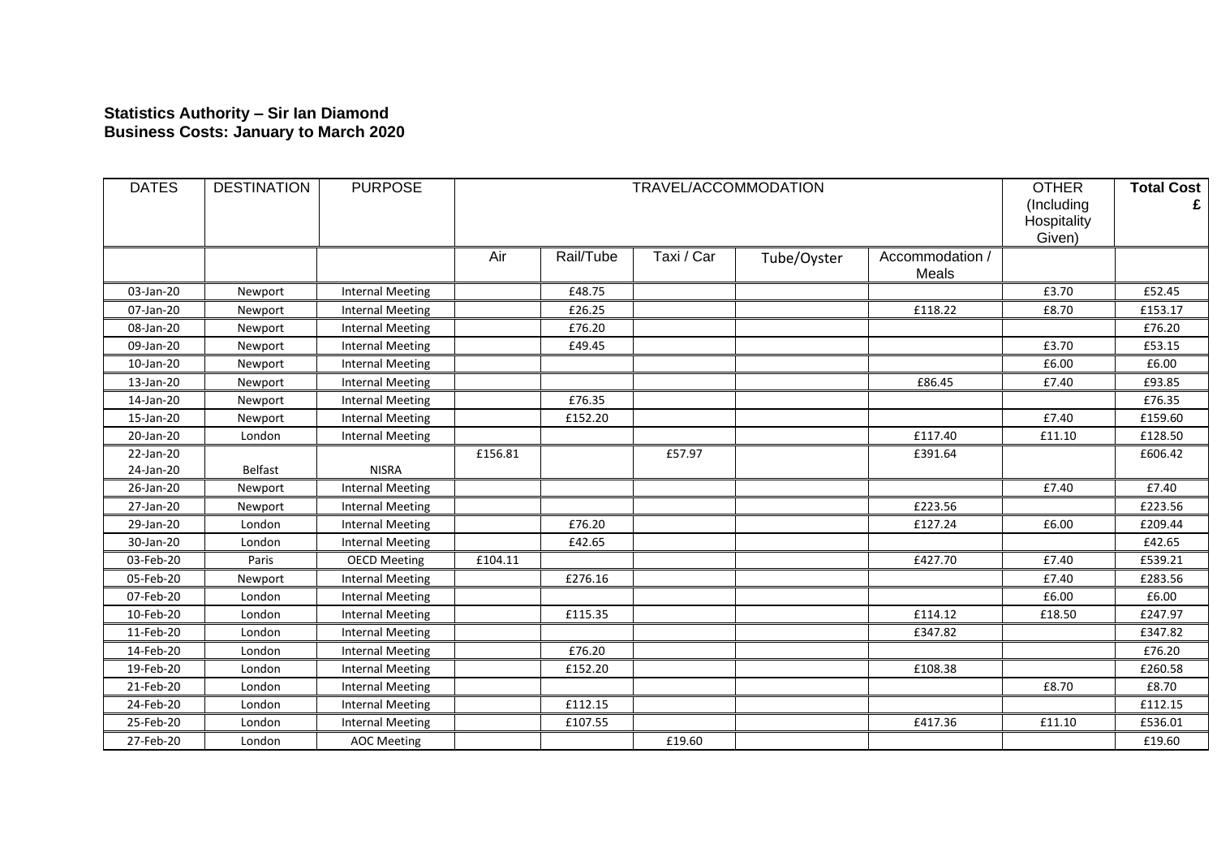**Statistics Authority – Sir Ian Diamond**
**Business Costs: January to March 2020**

| DATES | DESTINATION | PURPOSE | TRAVEL/ACCOMMODATION | | | | | OTHER (Including Hospitality Given) | Total Cost £ |
|---|---|---|---|---|---|---|---|---|---|
| | | | Air | Rail/Tube | Taxi / Car | Tube/Oyster | Accommodation / Meals | | |
| 03-Jan-20 | Newport | Internal Meeting | | £48.75 | | | | £3.70 | £52.45 |
| 07-Jan-20 | Newport | Internal Meeting | | £26.25 | | | £118.22 | £8.70 | £153.17 |
| 08-Jan-20 | Newport | Internal Meeting | | £76.20 | | | | | £76.20 |
| 09-Jan-20 | Newport | Internal Meeting | | £49.45 | | | | £3.70 | £53.15 |
| 10-Jan-20 | Newport | Internal Meeting | | | | | | £6.00 | £6.00 |
| 13-Jan-20 | Newport | Internal Meeting | | | | | £86.45 | £7.40 | £93.85 |
| 14-Jan-20 | Newport | Internal Meeting | | £76.35 | | | | | £76.35 |
| 15-Jan-20 | Newport | Internal Meeting | | £152.20 | | | | £7.40 | £159.60 |
| 20-Jan-20 | London | Internal Meeting | | | | | £117.40 | £11.10 | £128.50 |
| 22-Jan-20 24-Jan-20 | Belfast | NISRA | £156.81 | | £57.97 | | £391.64 | | £606.42 |
| 26-Jan-20 | Newport | Internal Meeting | | | | | | £7.40 | £7.40 |
| 27-Jan-20 | Newport | Internal Meeting | | | | | £223.56 | | £223.56 |
| 29-Jan-20 | London | Internal Meeting | | £76.20 | | | £127.24 | £6.00 | £209.44 |
| 30-Jan-20 | London | Internal Meeting | | £42.65 | | | | | £42.65 |
| 03-Feb-20 | Paris | OECD Meeting | £104.11 | | | | £427.70 | £7.40 | £539.21 |
| 05-Feb-20 | Newport | Internal Meeting | | £276.16 | | | | £7.40 | £283.56 |
| 07-Feb-20 | London | Internal Meeting | | | | | | £6.00 | £6.00 |
| 10-Feb-20 | London | Internal Meeting | | £115.35 | | | £114.12 | £18.50 | £247.97 |
| 11-Feb-20 | London | Internal Meeting | | | | | £347.82 | | £347.82 |
| 14-Feb-20 | London | Internal Meeting | | £76.20 | | | | | £76.20 |
| 19-Feb-20 | London | Internal Meeting | | £152.20 | | | £108.38 | | £260.58 |
| 21-Feb-20 | London | Internal Meeting | | | | | | £8.70 | £8.70 |
| 24-Feb-20 | London | Internal Meeting | | £112.15 | | | | | £112.15 |
| 25-Feb-20 | London | Internal Meeting | | £107.55 | | | £417.36 | £11.10 | £536.01 |
| 27-Feb-20 | London | AOC Meeting | | | £19.60 | | | | £19.60 |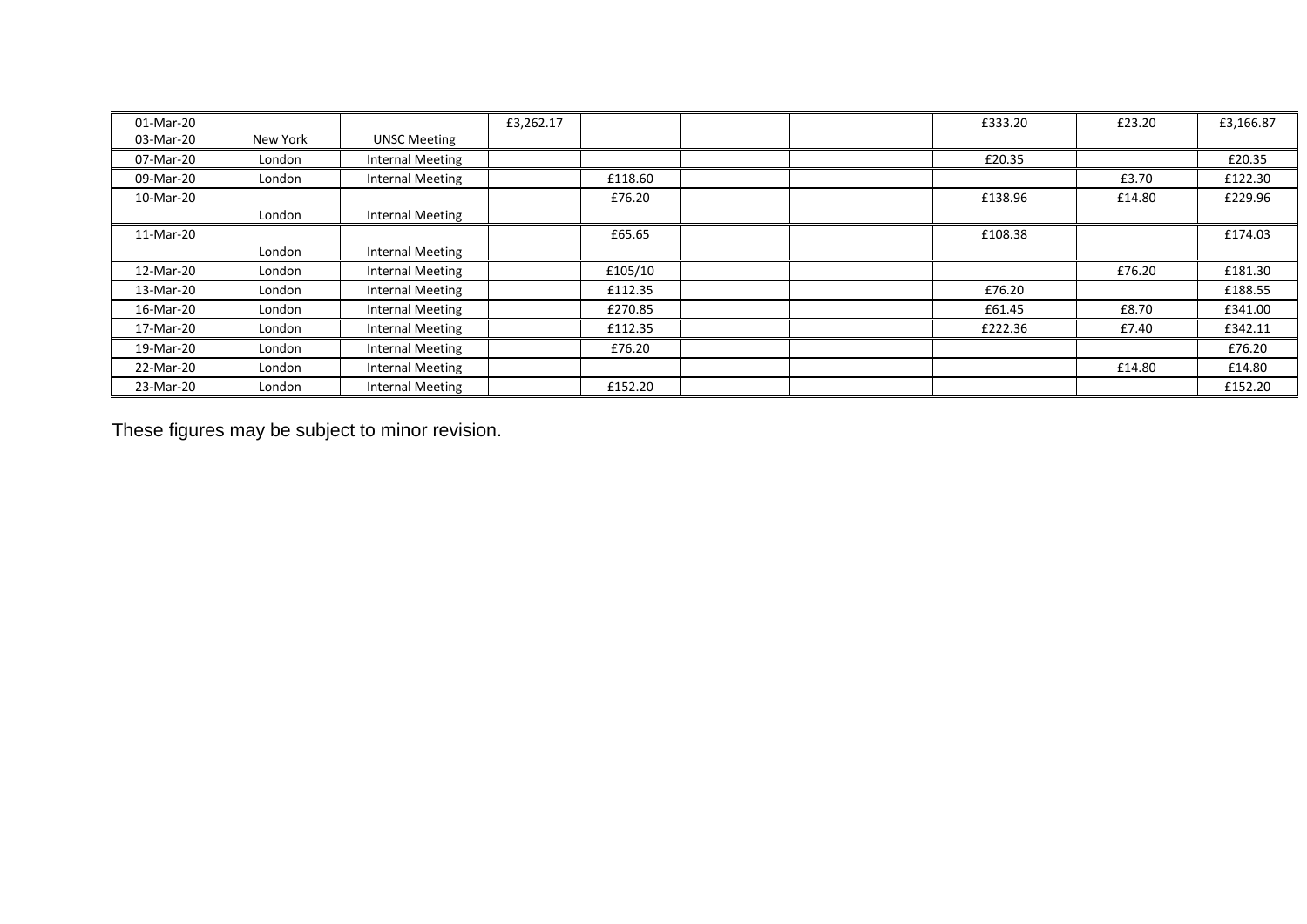| | | | | | | | | | |
|---|---|---|---|---|---|---|---|---|---|
| 01-Mar-20 03-Mar-20 | New York | UNSC Meeting | £3,262.17 | | | | £333.20 | £23.20 | £3,166.87 |
| 07-Mar-20 | London | Internal Meeting | | | | | £20.35 | | £20.35 |
| 09-Mar-20 | London | Internal Meeting | | £118.60 | | | | £3.70 | £122.30 |
| 10-Mar-20 | London | Internal Meeting | | £76.20 | | | £138.96 | £14.80 | £229.96 |
| 11-Mar-20 | London | Internal Meeting | | £65.65 | | | £108.38 | | £174.03 |
| 12-Mar-20 | London | Internal Meeting | | £105/10 | | | | £76.20 | £181.30 |
| 13-Mar-20 | London | Internal Meeting | | £112.35 | | | £76.20 | | £188.55 |
| 16-Mar-20 | London | Internal Meeting | | £270.85 | | | £61.45 | £8.70 | £341.00 |
| 17-Mar-20 | London | Internal Meeting | | £112.35 | | | £222.36 | £7.40 | £342.11 |
| 19-Mar-20 | London | Internal Meeting | | £76.20 | | | | | £76.20 |
| 22-Mar-20 | London | Internal Meeting | | | | | | £14.80 | £14.80 |
| 23-Mar-20 | London | Internal Meeting | | £152.20 | | | | | £152.20 |

These figures may be subject to minor revision.